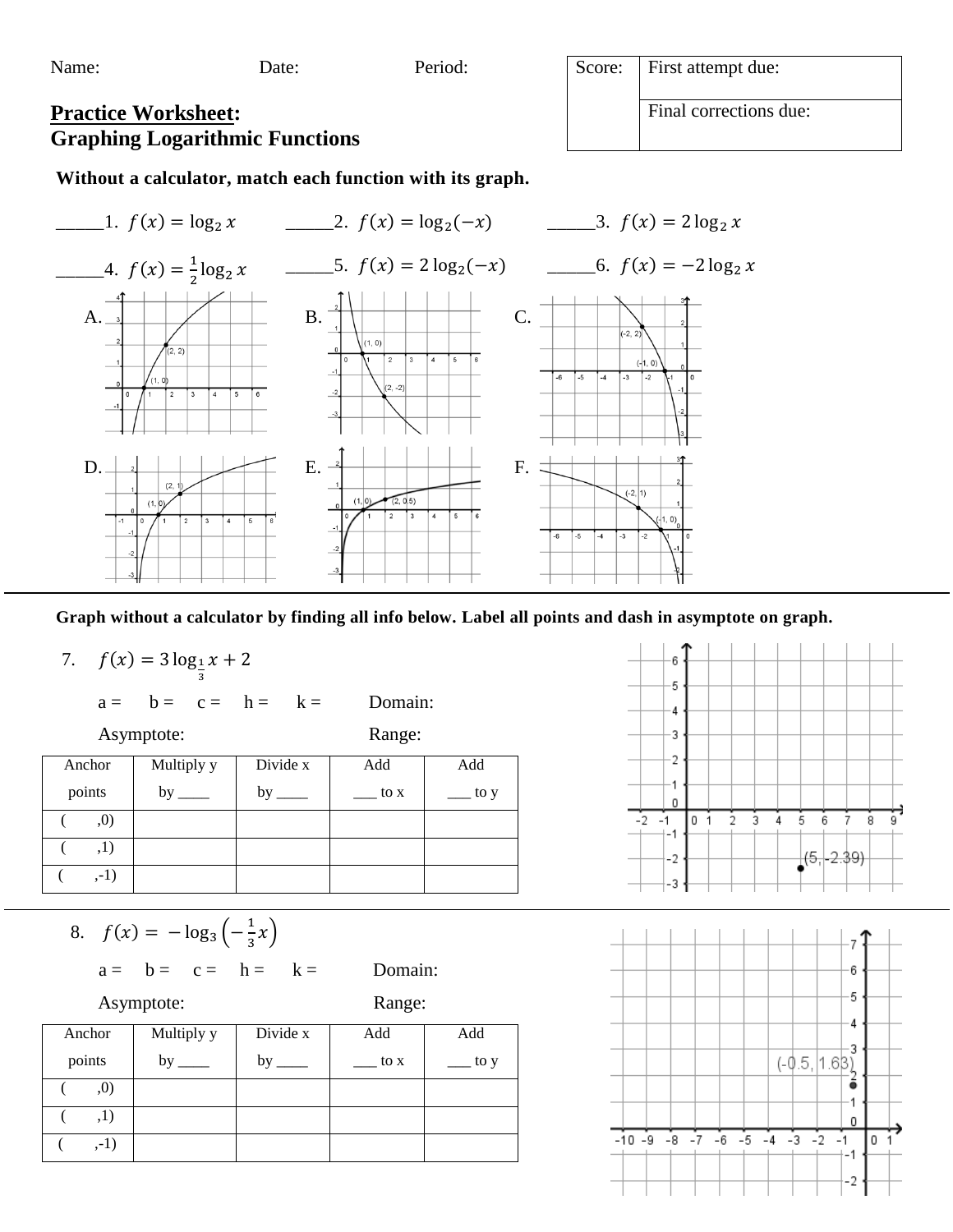Name: Date: Period:

| Score: | First attempt due: |
|---|---|
| | Final corrections due: |

## Practice Worksheet: Graphing Logarithmic Functions

**Without a calculator, match each function with its graph.**

_____1. $f(x) = \log_2 x$ _____2. $f(x) = \log_2(-x)$ _____3. $f(x) = 2\log_2 x$

_____4. $f(x) = \frac{1}{2}\log_2 x$ _____5. $f(x) = 2\log_2(-x)$ _____6. $f(x) = -2\log_2 x$

A. (1, 0), (2, 2)

B. (1, 0), (2, -2)

C. (-2, 2), (-1, 0)

D. (1, 0), (2, 1)

E. (1, 0), (2, 0.5)

F. (-2, 1), (-1, 0)

---

**Graph without a calculator by finding all info below. Label all points and dash in asymptote on graph.**

7. $f(x) = 3\log_{\frac{1}{3}} x + 2$

a = b = c = h = k = Domain:

Asymptote: Range:

| Anchor points | Multiply y by ____ | Divide x by ____ | Add ___ to x | Add ___ to y |
|---|---|---|---|---|
| ( ,0) | | | | |
| ( ,1) | | | | |
| ( ,-1) | | | | |

(5, -2.39)

---

8. $f(x) = -\log_3\left(-\frac{1}{3}x\right)$

a = b = c = h = k = Domain:

Asymptote: Range:

| Anchor points | Multiply y by ____ | Divide x by ____ | Add ___ to x | Add ___ to y |
|---|---|---|---|---|
| ( ,0) | | | | |
| ( ,1) | | | | |
| ( ,-1) | | | | |

(-0.5, 1.63)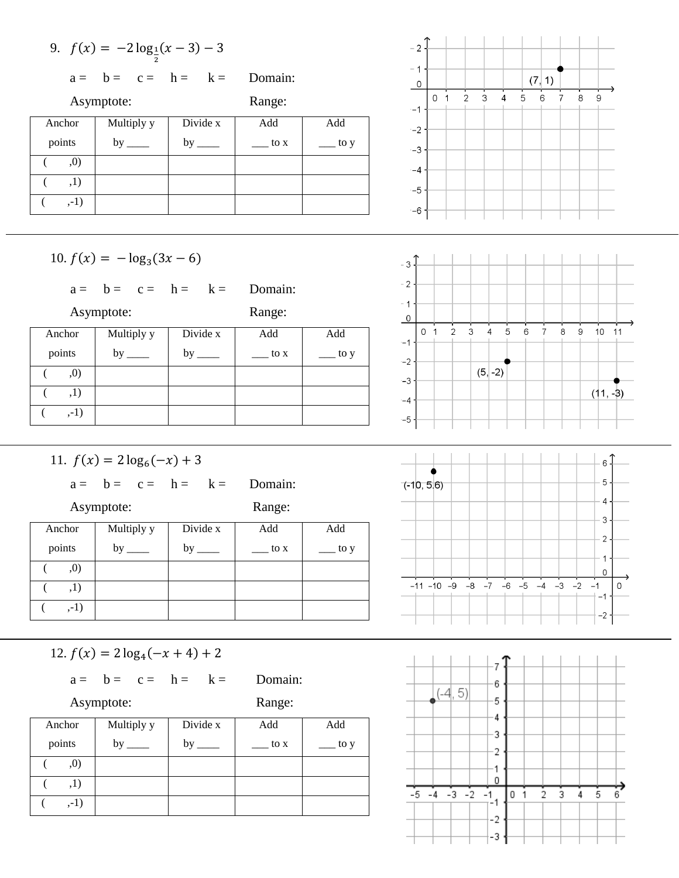9. $f(x) = -2\log_{\frac{1}{2}}(x-3) - 3$

a = b = c = h = k = Domain:

Asymptote: Range:

| Anchor points | Multiply y by ____ | Divide x by ____ | Add ___ to x | Add ___ to y |
|---|---|---|---|---|
| ( ,0) | | | | |
| ( ,1) | | | | |
| ( ,-1) | | | | |

2
1
0
(7, 1)
0 1 2 3 4 5 6 7 8 9
−1
−2
−3
−4
−5
−6

---

10. $f(x) = -\log_3(3x-6)$

a = b = c = h = k = Domain:

Asymptote: Range:

| Anchor points | Multiply y by ____ | Divide x by ____ | Add ___ to x | Add ___ to y |
|---|---|---|---|---|
| ( ,0) | | | | |
| ( ,1) | | | | |
| ( ,-1) | | | | |

3
2
1
0
0 1 2 3 4 5 6 7 8 9 10 11
−1
−2
(5, -2)
−3
(11, -3)
−4
−5

---

11. $f(x) = 2\log_6(-x) + 3$

a = b = c = h = k = Domain:

Asymptote: Range:

| Anchor points | Multiply y by ____ | Divide x by ____ | Add ___ to x | Add ___ to y |
|---|---|---|---|---|
| ( ,0) | | | | |
| ( ,1) | | | | |
| ( ,-1) | | | | |

(-10, 5.6)
6
5
4
3
2
1
0
−11 −10 −9 −8 −7 −6 −5 −4 −3 −2 −1 0
−1
−2

---

12. $f(x) = 2\log_4(-x+4) + 2$

a = b = c = h = k = Domain:

Asymptote: Range:

| Anchor points | Multiply y by ____ | Divide x by ____ | Add ___ to x | Add ___ to y |
|---|---|---|---|---|
| ( ,0) | | | | |
| ( ,1) | | | | |
| ( ,-1) | | | | |

7
6
(-4, 5)
5
4
3
2
1
0
−5 −4 −3 −2 −1 0 1 2 3 4 5 6
−1
−2
−3